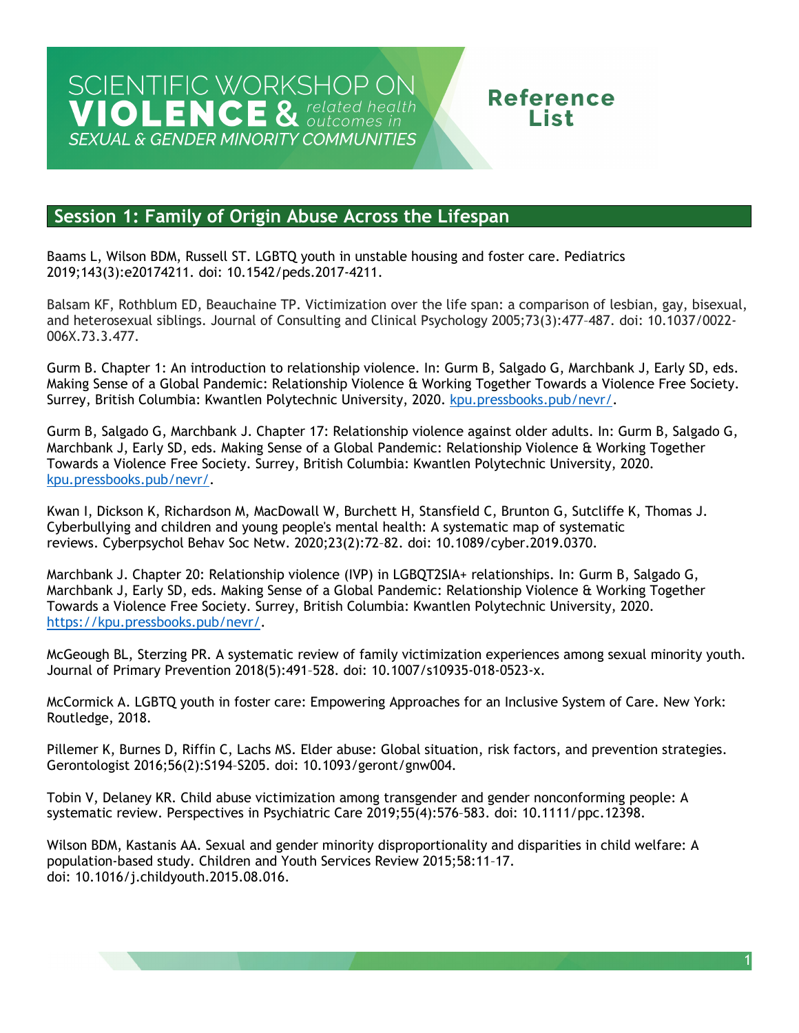# SCIENTIFIC WORKSHOP ON VIOLENCE & *related health outcomes in* *SEXUAL & GENDER MINORITY COMMUNITIES*

# Reference List

## Session 1: Family of Origin Abuse Across the Lifespan

Baams L, Wilson BDM, Russell ST. LGBTQ youth in unstable housing and foster care. Pediatrics 2019;143(3):e20174211. doi: 10.1542/peds.2017-4211.

Balsam KF, Rothblum ED, Beauchaine TP. Victimization over the life span: a comparison of lesbian, gay, bisexual, and heterosexual siblings. Journal of Consulting and Clinical Psychology 2005;73(3):477–487. doi: 10.1037/0022-006X.73.3.477.

Gurm B. Chapter 1: An introduction to relationship violence. In: Gurm B, Salgado G, Marchbank J, Early SD, eds. Making Sense of a Global Pandemic: Relationship Violence & Working Together Towards a Violence Free Society. Surrey, British Columbia: Kwantlen Polytechnic University, 2020. kpu.pressbooks.pub/nevr/.

Gurm B, Salgado G, Marchbank J. Chapter 17: Relationship violence against older adults. In: Gurm B, Salgado G, Marchbank J, Early SD, eds. Making Sense of a Global Pandemic: Relationship Violence & Working Together Towards a Violence Free Society. Surrey, British Columbia: Kwantlen Polytechnic University, 2020. kpu.pressbooks.pub/nevr/.

Kwan I, Dickson K, Richardson M, MacDowall W, Burchett H, Stansfield C, Brunton G, Sutcliffe K, Thomas J. Cyberbullying and children and young people's mental health: A systematic map of systematic reviews. Cyberpsychol Behav Soc Netw. 2020;23(2):72–82. doi: 10.1089/cyber.2019.0370.

Marchbank J. Chapter 20: Relationship violence (IVP) in LGBQT2SIA+ relationships. In: Gurm B, Salgado G, Marchbank J, Early SD, eds. Making Sense of a Global Pandemic: Relationship Violence & Working Together Towards a Violence Free Society. Surrey, British Columbia: Kwantlen Polytechnic University, 2020. https://kpu.pressbooks.pub/nevr/.

McGeough BL, Sterzing PR. A systematic review of family victimization experiences among sexual minority youth. Journal of Primary Prevention 2018(5):491–528. doi: 10.1007/s10935-018-0523-x.

McCormick A. LGBTQ youth in foster care: Empowering Approaches for an Inclusive System of Care. New York: Routledge, 2018.

Pillemer K, Burnes D, Riffin C, Lachs MS. Elder abuse: Global situation, risk factors, and prevention strategies. Gerontologist 2016;56(2):S194–S205. doi: 10.1093/geront/gnw004.

Tobin V, Delaney KR. Child abuse victimization among transgender and gender nonconforming people: A systematic review. Perspectives in Psychiatric Care 2019;55(4):576–583. doi: 10.1111/ppc.12398.

Wilson BDM, Kastanis AA. Sexual and gender minority disproportionality and disparities in child welfare: A population-based study. Children and Youth Services Review 2015;58:11–17. doi: 10.1016/j.childyouth.2015.08.016.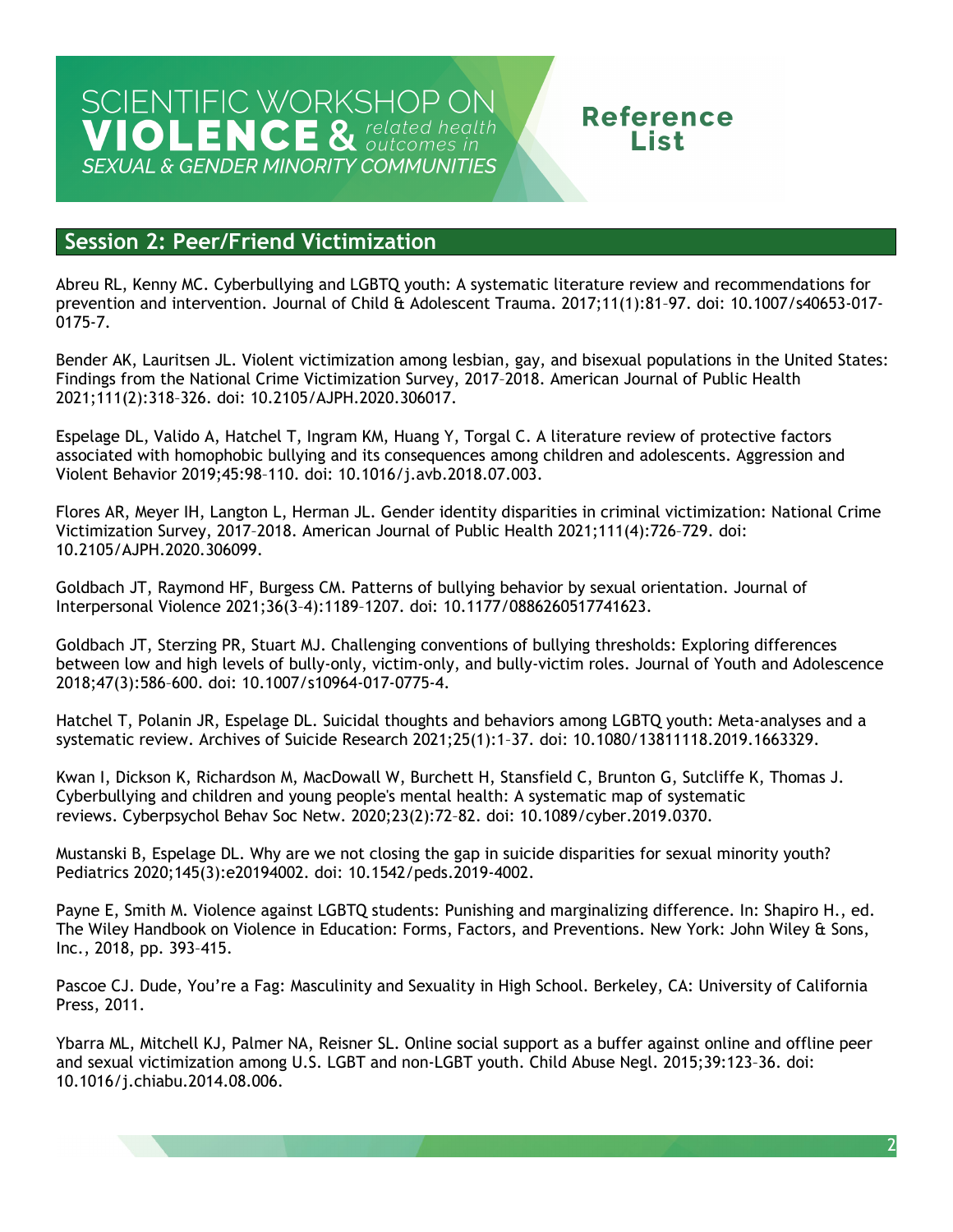# SCIENTIFIC WORKSHOP ON VIOLENCE & *related health outcomes in* *SEXUAL & GENDER MINORITY COMMUNITIES*

# Reference List

## Session 2: Peer/Friend Victimization

Abreu RL, Kenny MC. Cyberbullying and LGBTQ youth: A systematic literature review and recommendations for prevention and intervention. Journal of Child & Adolescent Trauma. 2017;11(1):81–97. doi: 10.1007/s40653-017-0175-7.

Bender AK, Lauritsen JL. Violent victimization among lesbian, gay, and bisexual populations in the United States: Findings from the National Crime Victimization Survey, 2017–2018. American Journal of Public Health 2021;111(2):318–326. doi: 10.2105/AJPH.2020.306017.

Espelage DL, Valido A, Hatchel T, Ingram KM, Huang Y, Torgal C. A literature review of protective factors associated with homophobic bullying and its consequences among children and adolescents. Aggression and Violent Behavior 2019;45:98–110. doi: 10.1016/j.avb.2018.07.003.

Flores AR, Meyer IH, Langton L, Herman JL. Gender identity disparities in criminal victimization: National Crime Victimization Survey, 2017–2018. American Journal of Public Health 2021;111(4):726–729. doi: 10.2105/AJPH.2020.306099.

Goldbach JT, Raymond HF, Burgess CM. Patterns of bullying behavior by sexual orientation. Journal of Interpersonal Violence 2021;36(3–4):1189–1207. doi: 10.1177/0886260517741623.

Goldbach JT, Sterzing PR, Stuart MJ. Challenging conventions of bullying thresholds: Exploring differences between low and high levels of bully-only, victim-only, and bully-victim roles. Journal of Youth and Adolescence 2018;47(3):586–600. doi: 10.1007/s10964-017-0775-4.

Hatchel T, Polanin JR, Espelage DL. Suicidal thoughts and behaviors among LGBTQ youth: Meta-analyses and a systematic review. Archives of Suicide Research 2021;25(1):1–37. doi: 10.1080/13811118.2019.1663329.

Kwan I, Dickson K, Richardson M, MacDowall W, Burchett H, Stansfield C, Brunton G, Sutcliffe K, Thomas J. Cyberbullying and children and young people's mental health: A systematic map of systematic reviews. Cyberpsychol Behav Soc Netw. 2020;23(2):72–82. doi: 10.1089/cyber.2019.0370.

Mustanski B, Espelage DL. Why are we not closing the gap in suicide disparities for sexual minority youth? Pediatrics 2020;145(3):e20194002. doi: 10.1542/peds.2019-4002.

Payne E, Smith M. Violence against LGBTQ students: Punishing and marginalizing difference. In: Shapiro H., ed. The Wiley Handbook on Violence in Education: Forms, Factors, and Preventions. New York: John Wiley & Sons, Inc., 2018, pp. 393–415.

Pascoe CJ. Dude, You're a Fag: Masculinity and Sexuality in High School. Berkeley, CA: University of California Press, 2011.

Ybarra ML, Mitchell KJ, Palmer NA, Reisner SL. Online social support as a buffer against online and offline peer and sexual victimization among U.S. LGBT and non-LGBT youth. Child Abuse Negl. 2015;39:123–36. doi: 10.1016/j.chiabu.2014.08.006.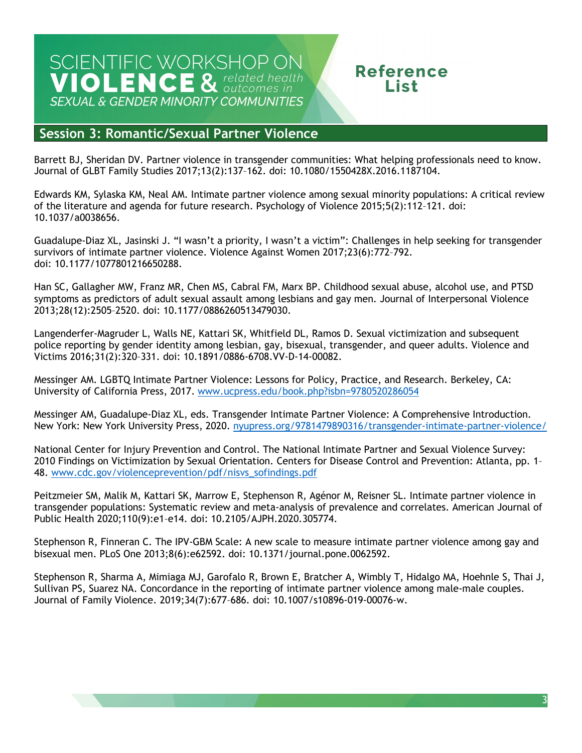# SCIENTIFIC WORKSHOP ON VIOLENCE & *related health outcomes in* *SEXUAL & GENDER MINORITY COMMUNITIES*

# Reference List

## Session 3: Romantic/Sexual Partner Violence

Barrett BJ, Sheridan DV. Partner violence in transgender communities: What helping professionals need to know. Journal of GLBT Family Studies 2017;13(2):137–162. doi: 10.1080/1550428X.2016.1187104.

Edwards KM, Sylaska KM, Neal AM. Intimate partner violence among sexual minority populations: A critical review of the literature and agenda for future research. Psychology of Violence 2015;5(2):112–121. doi: 10.1037/a0038656.

Guadalupe-Diaz XL, Jasinski J. "I wasn't a priority, I wasn't a victim": Challenges in help seeking for transgender survivors of intimate partner violence. Violence Against Women 2017;23(6):772–792. doi: 10.1177/1077801216650288.

Han SC, Gallagher MW, Franz MR, Chen MS, Cabral FM, Marx BP. Childhood sexual abuse, alcohol use, and PTSD symptoms as predictors of adult sexual assault among lesbians and gay men. Journal of Interpersonal Violence 2013;28(12):2505–2520. doi: 10.1177/0886260513479030.

Langenderfer-Magruder L, Walls NE, Kattari SK, Whitfield DL, Ramos D. Sexual victimization and subsequent police reporting by gender identity among lesbian, gay, bisexual, transgender, and queer adults. Violence and Victims 2016;31(2):320–331. doi: 10.1891/0886-6708.VV-D-14-00082.

Messinger AM. LGBTQ Intimate Partner Violence: Lessons for Policy, Practice, and Research. Berkeley, CA: University of California Press, 2017. www.ucpress.edu/book.php?isbn=9780520286054

Messinger AM, Guadalupe-Diaz XL, eds. Transgender Intimate Partner Violence: A Comprehensive Introduction. New York: New York University Press, 2020. nyupress.org/9781479890316/transgender-intimate-partner-violence/

National Center for Injury Prevention and Control. The National Intimate Partner and Sexual Violence Survey: 2010 Findings on Victimization by Sexual Orientation. Centers for Disease Control and Prevention: Atlanta, pp. 1–48. www.cdc.gov/violenceprevention/pdf/nisvs_sofindings.pdf

Peitzmeier SM, Malik M, Kattari SK, Marrow E, Stephenson R, Agénor M, Reisner SL. Intimate partner violence in transgender populations: Systematic review and meta-analysis of prevalence and correlates. American Journal of Public Health 2020;110(9):e1–e14. doi: 10.2105/AJPH.2020.305774.

Stephenson R, Finneran C. The IPV-GBM Scale: A new scale to measure intimate partner violence among gay and bisexual men. PLoS One 2013;8(6):e62592. doi: 10.1371/journal.pone.0062592.

Stephenson R, Sharma A, Mimiaga MJ, Garofalo R, Brown E, Bratcher A, Wimbly T, Hidalgo MA, Hoehnle S, Thai J, Sullivan PS, Suarez NA. Concordance in the reporting of intimate partner violence among male-male couples. Journal of Family Violence. 2019;34(7):677–686. doi: 10.1007/s10896-019-00076-w.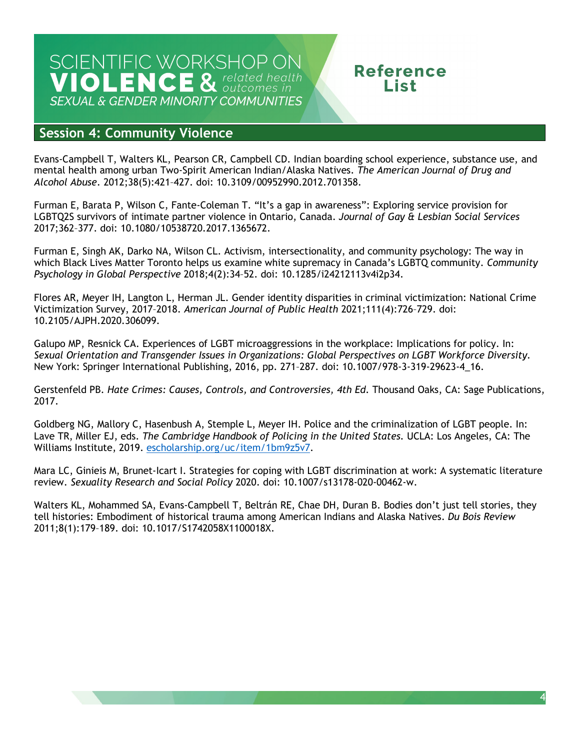# SCIENTIFIC WORKSHOP ON VIOLENCE & *related health outcomes in* *SEXUAL & GENDER MINORITY COMMUNITIES*

# Reference List

## Session 4: Community Violence

Evans-Campbell T, Walters KL, Pearson CR, Campbell CD. Indian boarding school experience, substance use, and mental health among urban Two-Spirit American Indian/Alaska Natives. *The American Journal of Drug and Alcohol Abuse*. 2012;38(5):421–427. doi: 10.3109/00952990.2012.701358.

Furman E, Barata P, Wilson C, Fante-Coleman T. "It's a gap in awareness": Exploring service provision for LGBTQ2S survivors of intimate partner violence in Ontario, Canada. *Journal of Gay & Lesbian Social Services* 2017;362–377. doi: 10.1080/10538720.2017.1365672.

Furman E, Singh AK, Darko NA, Wilson CL. Activism, intersectionality, and community psychology: The way in which Black Lives Matter Toronto helps us examine white supremacy in Canada's LGBTQ community. *Community Psychology in Global Perspective* 2018;4(2):34–52. doi: 10.1285/i24212113v4i2p34.

Flores AR, Meyer IH, Langton L, Herman JL. Gender identity disparities in criminal victimization: National Crime Victimization Survey, 2017–2018. *American Journal of Public Health* 2021;111(4):726–729. doi: 10.2105/AJPH.2020.306099.

Galupo MP, Resnick CA. Experiences of LGBT microaggressions in the workplace: Implications for policy. In: *Sexual Orientation and Transgender Issues in Organizations: Global Perspectives on LGBT Workforce Diversity.* New York: Springer International Publishing, 2016, pp. 271–287. doi: 10.1007/978-3-319-29623-4_16.

Gerstenfeld PB. *Hate Crimes: Causes, Controls, and Controversies, 4th Ed.* Thousand Oaks, CA: Sage Publications, 2017.

Goldberg NG, Mallory C, Hasenbush A, Stemple L, Meyer IH. Police and the criminalization of LGBT people. In: Lave TR, Miller EJ, eds. *The Cambridge Handbook of Policing in the United States.* UCLA: Los Angeles, CA: The Williams Institute, 2019. escholarship.org/uc/item/1bm9z5v7.

Mara LC, Ginieis M, Brunet-Icart I. Strategies for coping with LGBT discrimination at work: A systematic literature review. *Sexuality Research and Social Policy* 2020. doi: 10.1007/s13178-020-00462-w.

Walters KL, Mohammed SA, Evans-Campbell T, Beltrán RE, Chae DH, Duran B. Bodies don't just tell stories, they tell histories: Embodiment of historical trauma among American Indians and Alaska Natives. *Du Bois Review* 2011;8(1):179–189. doi: 10.1017/S1742058X1100018X.